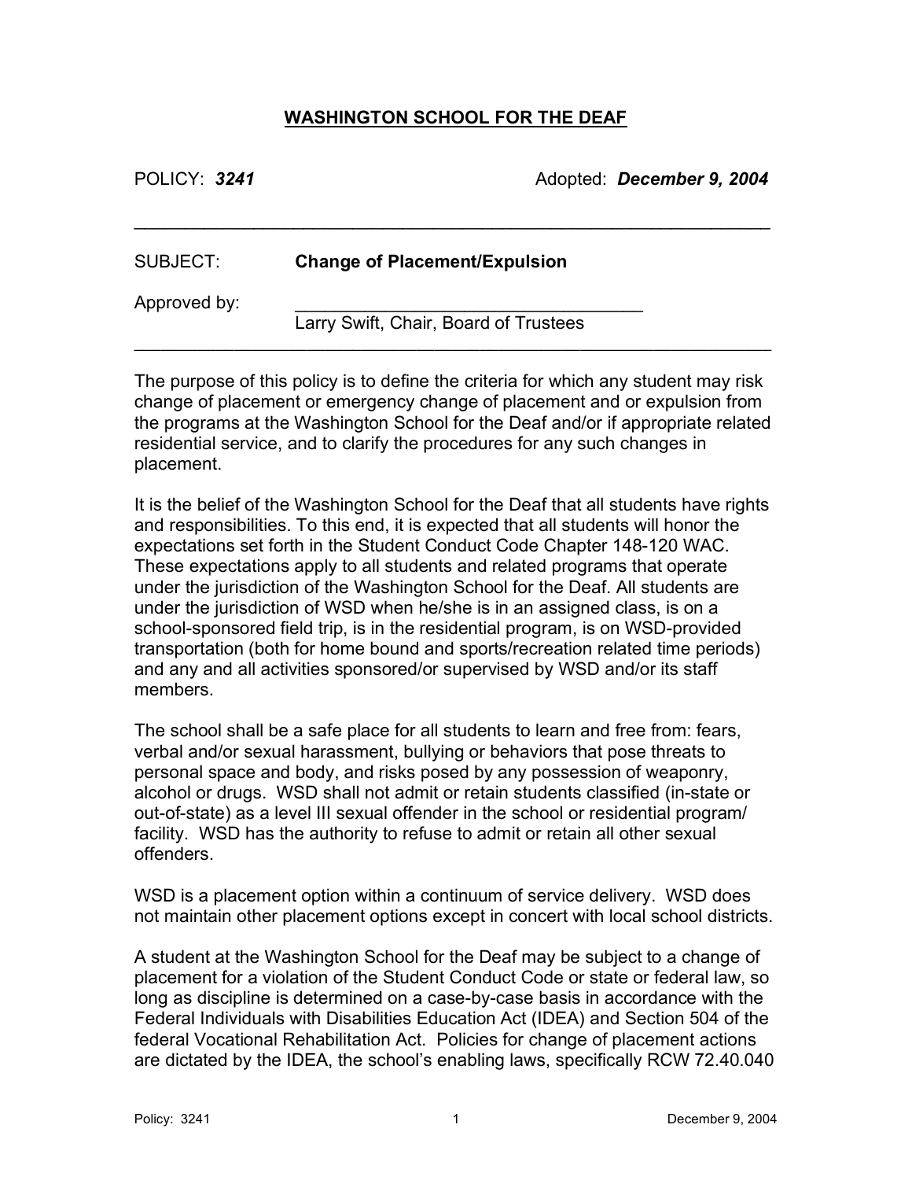# WASHINGTON SCHOOL FOR THE DEAF

POLICY: ***3241*** Adopted: ***December 9, 2004***

---

SUBJECT: **Change of Placement/Expulsion**

Approved by: ____________________________________
Larry Swift, Chair, Board of Trustees

---

The purpose of this policy is to define the criteria for which any student may risk change of placement or emergency change of placement and or expulsion from the programs at the Washington School for the Deaf and/or if appropriate related residential service, and to clarify the procedures for any such changes in placement.

It is the belief of the Washington School for the Deaf that all students have rights and responsibilities. To this end, it is expected that all students will honor the expectations set forth in the Student Conduct Code Chapter 148-120 WAC. These expectations apply to all students and related programs that operate under the jurisdiction of the Washington School for the Deaf. All students are under the jurisdiction of WSD when he/she is in an assigned class, is on a school-sponsored field trip, is in the residential program, is on WSD-provided transportation (both for home bound and sports/recreation related time periods) and any and all activities sponsored/or supervised by WSD and/or its staff members.

The school shall be a safe place for all students to learn and free from: fears, verbal and/or sexual harassment, bullying or behaviors that pose threats to personal space and body, and risks posed by any possession of weaponry, alcohol or drugs. WSD shall not admit or retain students classified (in-state or out-of-state) as a level III sexual offender in the school or residential program/ facility. WSD has the authority to refuse to admit or retain all other sexual offenders.

WSD is a placement option within a continuum of service delivery. WSD does not maintain other placement options except in concert with local school districts.

A student at the Washington School for the Deaf may be subject to a change of placement for a violation of the Student Conduct Code or state or federal law, so long as discipline is determined on a case-by-case basis in accordance with the Federal Individuals with Disabilities Education Act (IDEA) and Section 504 of the federal Vocational Rehabilitation Act. Policies for change of placement actions are dictated by the IDEA, the school's enabling laws, specifically RCW 72.40.040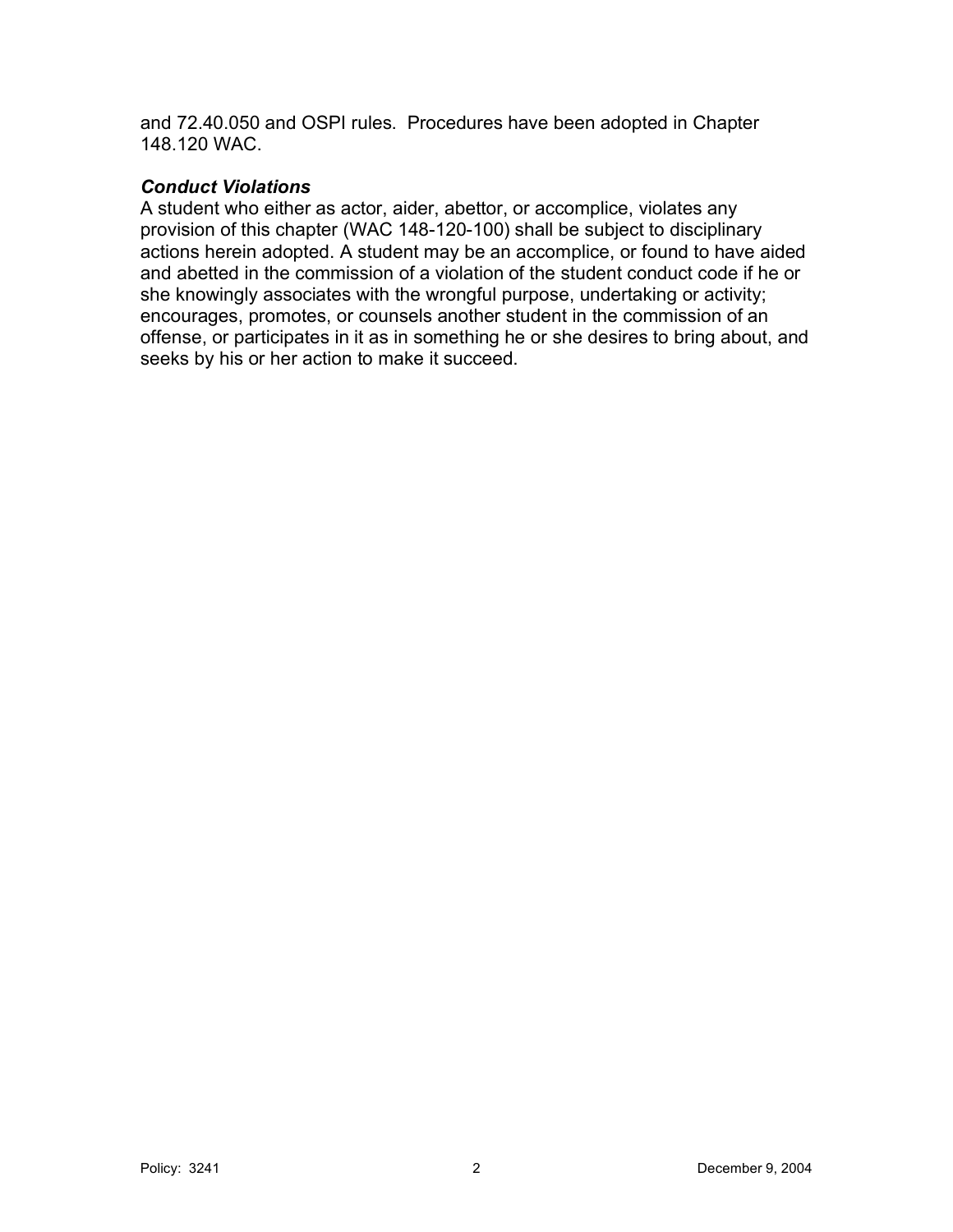and 72.40.050 and OSPI rules. Procedures have been adopted in Chapter 148.120 WAC.

***Conduct Violations***

A student who either as actor, aider, abettor, or accomplice, violates any provision of this chapter (WAC 148-120-100) shall be subject to disciplinary actions herein adopted. A student may be an accomplice, or found to have aided and abetted in the commission of a violation of the student conduct code if he or she knowingly associates with the wrongful purpose, undertaking or activity; encourages, promotes, or counsels another student in the commission of an offense, or participates in it as in something he or she desires to bring about, and seeks by his or her action to make it succeed.